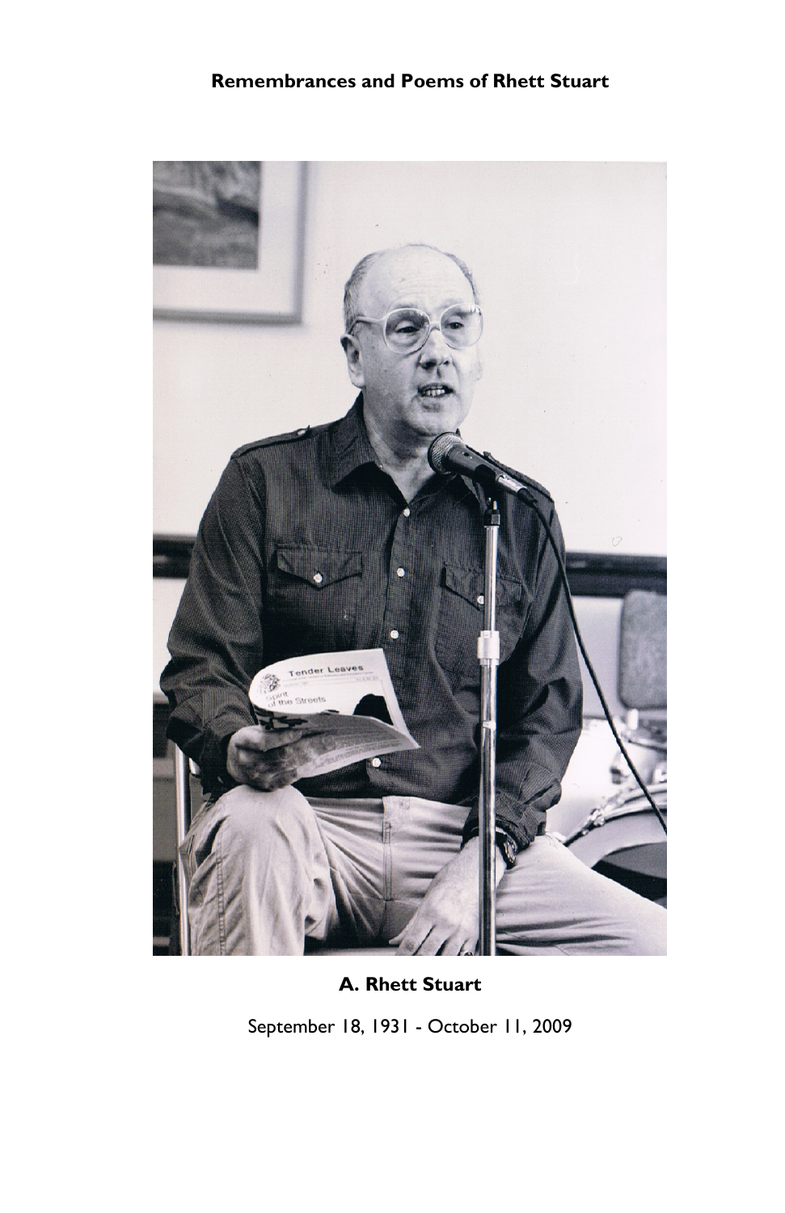# Remembrances and Poems of Rhett Stuart

**A. Rhett Stuart**

September 18, 1931 - October 11, 2009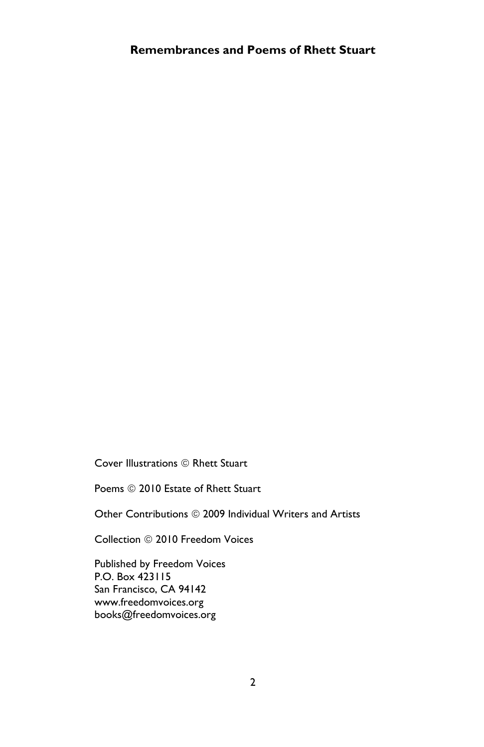**Remembrances and Poems of Rhett Stuart**

Cover Illustrations © Rhett Stuart

Poems © 2010 Estate of Rhett Stuart

Other Contributions © 2009 Individual Writers and Artists

Collection © 2010 Freedom Voices

Published by Freedom Voices
P.O. Box 423115
San Francisco, CA 94142
www.freedomvoices.org
books@freedomvoices.org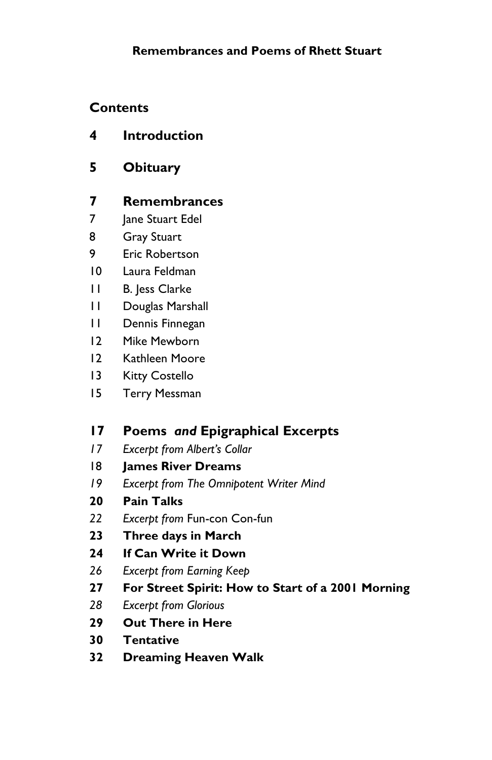**Remembrances and Poems of Rhett Stuart**

## Contents

**4 Introduction**

**5 Obituary**

**7 Remembrances**

7 Jane Stuart Edel
8 Gray Stuart
9 Eric Robertson
10 Laura Feldman
11 B. Jess Clarke
11 Douglas Marshall
11 Dennis Finnegan
12 Mike Mewborn
12 Kathleen Moore
13 Kitty Costello
15 Terry Messman

**17 Poems *and* Epigraphical Excerpts**

*17 Excerpt from Albert's Collar*
18 **James River Dreams**
*19 Excerpt from The Omnipotent Writer Mind*
**20 Pain Talks**
*22 Excerpt from* Fun-con Con-fun
**23 Three days in March**
**24 If Can Write it Down**
*26 Excerpt from Earning Keep*
**27 For Street Spirit: How to Start of a 2001 Morning**
*28 Excerpt from Glorious*
**29 Out There in Here**
**30 Tentative**
**32 Dreaming Heaven Walk**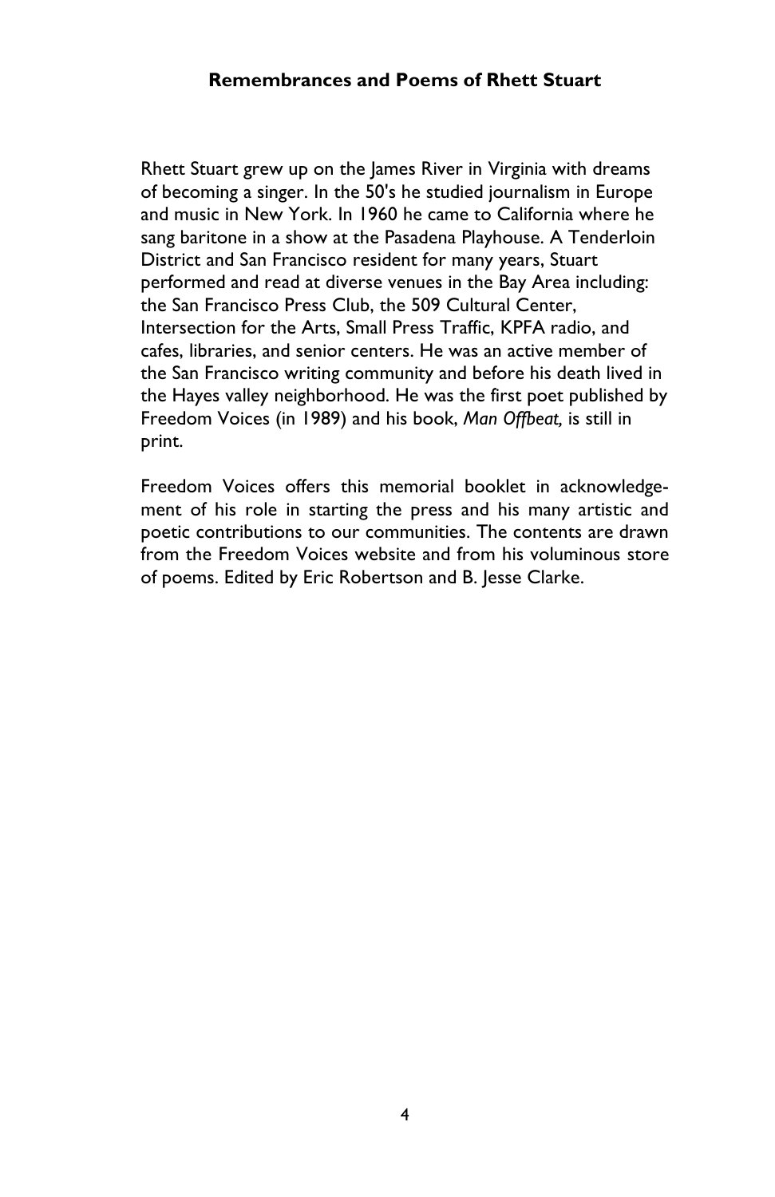## Remembrances and Poems of Rhett Stuart

Rhett Stuart grew up on the James River in Virginia with dreams of becoming a singer. In the 50's he studied journalism in Europe and music in New York. In 1960 he came to California where he sang baritone in a show at the Pasadena Playhouse. A Tenderloin District and San Francisco resident for many years, Stuart performed and read at diverse venues in the Bay Area including: the San Francisco Press Club, the 509 Cultural Center, Intersection for the Arts, Small Press Traffic, KPFA radio, and cafes, libraries, and senior centers. He was an active member of the San Francisco writing community and before his death lived in the Hayes valley neighborhood. He was the first poet published by Freedom Voices (in 1989) and his book, *Man Offbeat,* is still in print.

Freedom Voices offers this memorial booklet in acknowledgement of his role in starting the press and his many artistic and poetic contributions to our communities. The contents are drawn from the Freedom Voices website and from his voluminous store of poems. Edited by Eric Robertson and B. Jesse Clarke.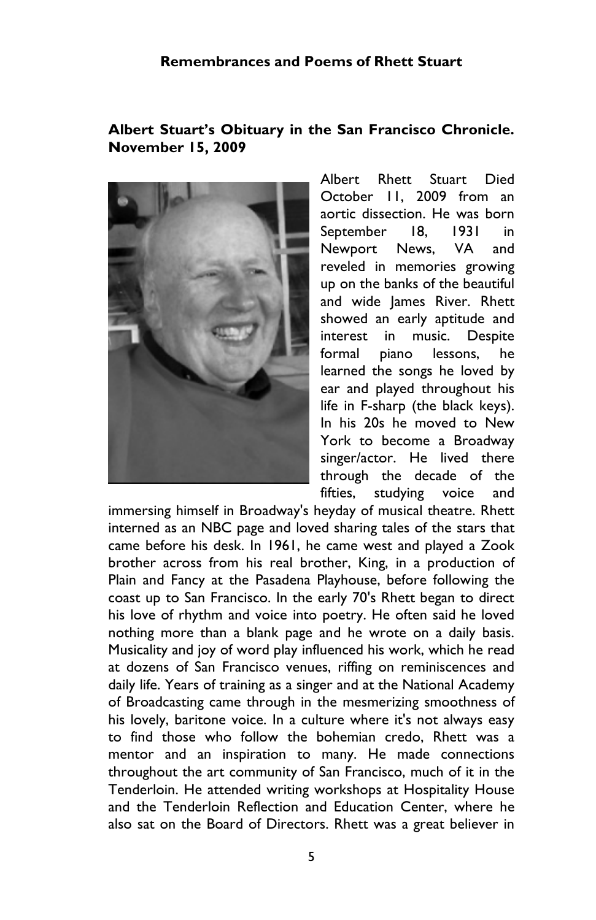## Albert Stuart's Obituary in the San Francisco Chronicle. November 15, 2009

Albert Rhett Stuart Died October 11, 2009 from an aortic dissection. He was born September 18, 1931 in Newport News, VA and reveled in memories growing up on the banks of the beautiful and wide James River. Rhett showed an early aptitude and interest in music. Despite formal piano lessons, he learned the songs he loved by ear and played throughout his life in F-sharp (the black keys). In his 20s he moved to New York to become a Broadway singer/actor. He lived there through the decade of the fifties, studying voice and immersing himself in Broadway's heyday of musical theatre. Rhett interned as an NBC page and loved sharing tales of the stars that came before his desk. In 1961, he came west and played a Zook brother across from his real brother, King, in a production of Plain and Fancy at the Pasadena Playhouse, before following the coast up to San Francisco. In the early 70's Rhett began to direct his love of rhythm and voice into poetry. He often said he loved nothing more than a blank page and he wrote on a daily basis. Musicality and joy of word play influenced his work, which he read at dozens of San Francisco venues, riffing on reminiscences and daily life. Years of training as a singer and at the National Academy of Broadcasting came through in the mesmerizing smoothness of his lovely, baritone voice. In a culture where it's not always easy to find those who follow the bohemian credo, Rhett was a mentor and an inspiration to many. He made connections throughout the art community of San Francisco, much of it in the Tenderloin. He attended writing workshops at Hospitality House and the Tenderloin Reflection and Education Center, where he also sat on the Board of Directors. Rhett was a great believer in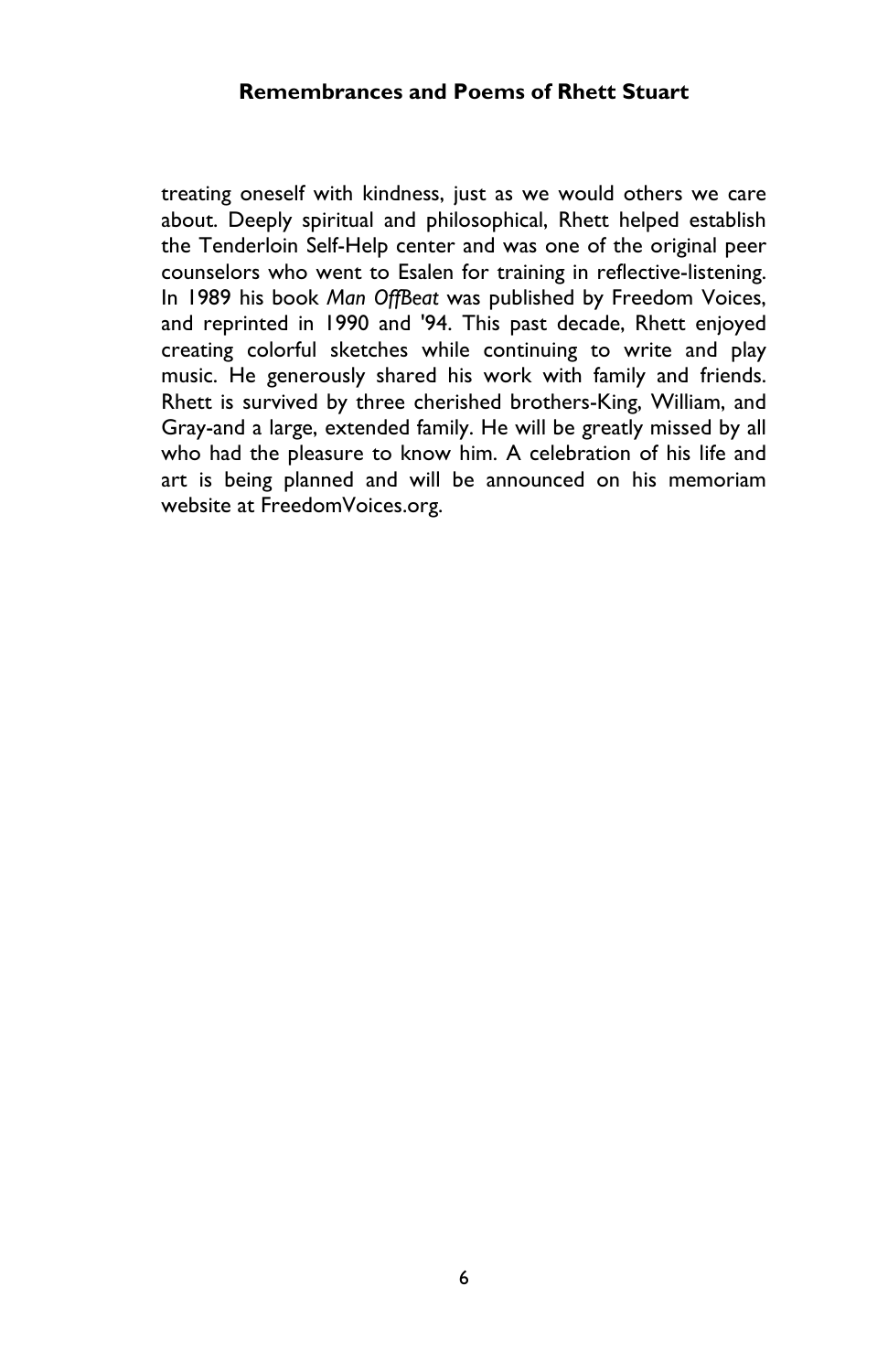treating oneself with kindness, just as we would others we care about. Deeply spiritual and philosophical, Rhett helped establish the Tenderloin Self-Help center and was one of the original peer counselors who went to Esalen for training in reflective-listening. In 1989 his book *Man OffBeat* was published by Freedom Voices, and reprinted in 1990 and '94. This past decade, Rhett enjoyed creating colorful sketches while continuing to write and play music. He generously shared his work with family and friends. Rhett is survived by three cherished brothers-King, William, and Gray-and a large, extended family. He will be greatly missed by all who had the pleasure to know him. A celebration of his life and art is being planned and will be announced on his memoriam website at FreedomVoices.org.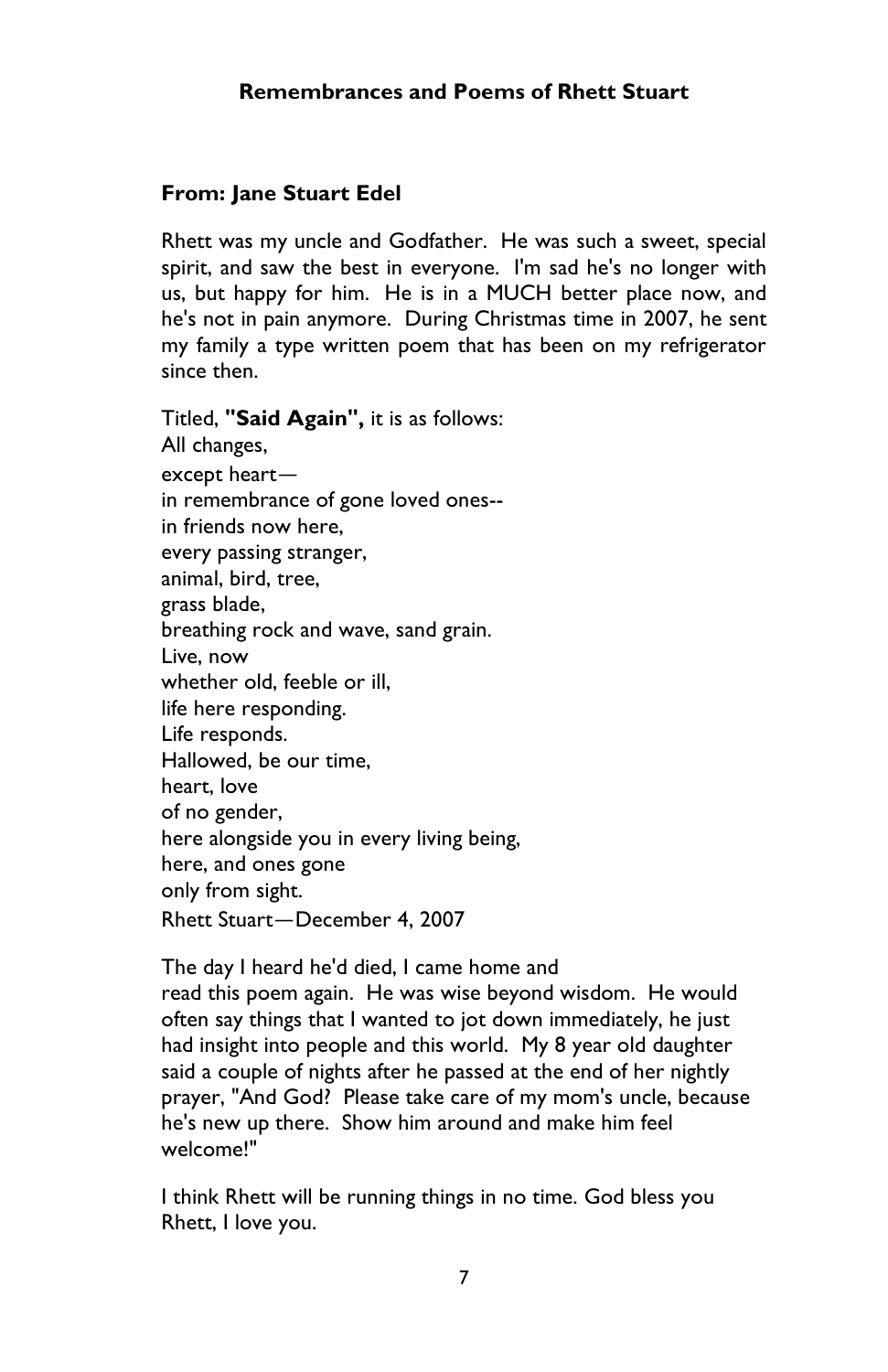## Remembrances and Poems of Rhett Stuart

### From: Jane Stuart Edel

Rhett was my uncle and Godfather. He was such a sweet, special spirit, and saw the best in everyone. I'm sad he's no longer with us, but happy for him. He is in a MUCH better place now, and he's not in pain anymore. During Christmas time in 2007, he sent my family a type written poem that has been on my refrigerator since then.

Titled, **"Said Again",** it is as follows:
All changes,
except heart—
in remembrance of gone loved ones--
in friends now here,
every passing stranger,
animal, bird, tree,
grass blade,
breathing rock and wave, sand grain.
Live, now
whether old, feeble or ill,
life here responding.
Life responds.
Hallowed, be our time,
heart, love
of no gender,
here alongside you in every living being,
here, and ones gone
only from sight.
Rhett Stuart—December 4, 2007

The day I heard he'd died, I came home and read this poem again. He was wise beyond wisdom. He would often say things that I wanted to jot down immediately, he just had insight into people and this world. My 8 year old daughter said a couple of nights after he passed at the end of her nightly prayer, "And God? Please take care of my mom's uncle, because he's new up there. Show him around and make him feel welcome!"

I think Rhett will be running things in no time. God bless you Rhett, I love you.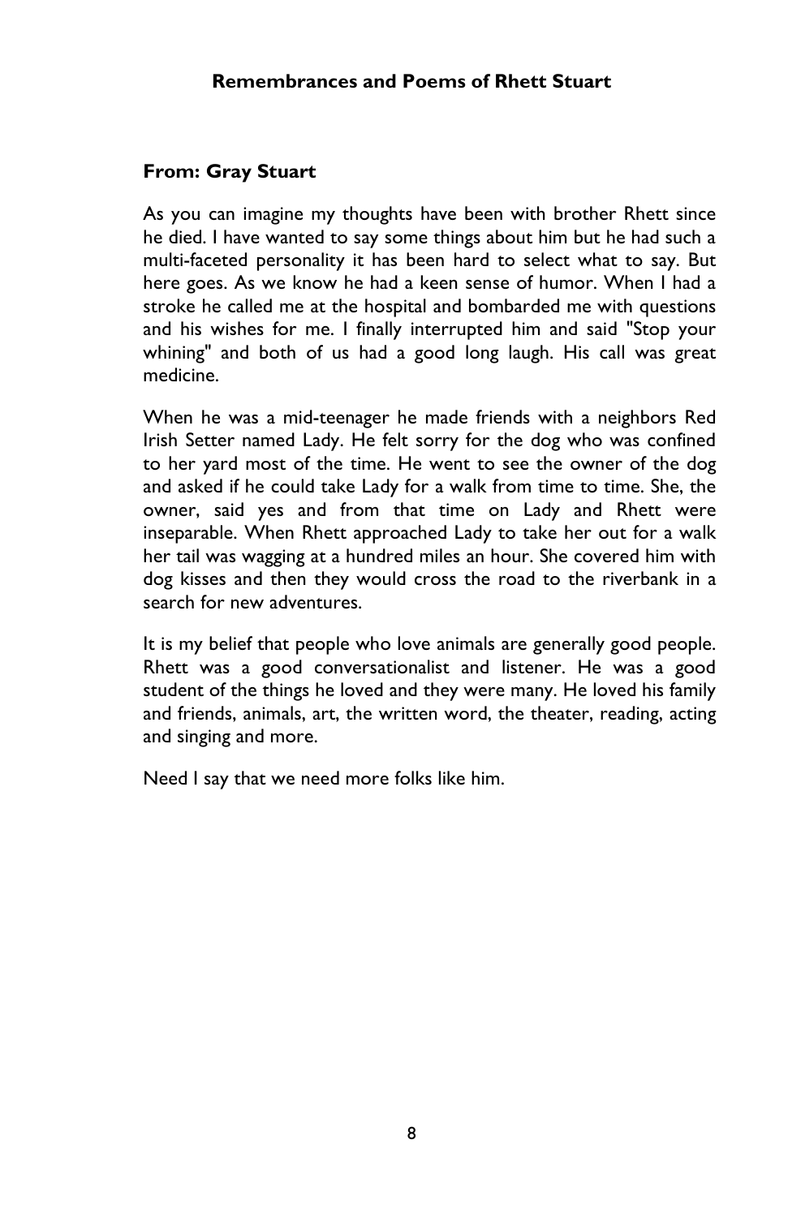**From: Gray Stuart**

As you can imagine my thoughts have been with brother Rhett since he died. I have wanted to say some things about him but he had such a multi-faceted personality it has been hard to select what to say. But here goes. As we know he had a keen sense of humor. When I had a stroke he called me at the hospital and bombarded me with questions and his wishes for me. I finally interrupted him and said "Stop your whining" and both of us had a good long laugh. His call was great medicine.

When he was a mid-teenager he made friends with a neighbors Red Irish Setter named Lady. He felt sorry for the dog who was confined to her yard most of the time. He went to see the owner of the dog and asked if he could take Lady for a walk from time to time. She, the owner, said yes and from that time on Lady and Rhett were inseparable. When Rhett approached Lady to take her out for a walk her tail was wagging at a hundred miles an hour. She covered him with dog kisses and then they would cross the road to the riverbank in a search for new adventures.

It is my belief that people who love animals are generally good people. Rhett was a good conversationalist and listener. He was a good student of the things he loved and they were many. He loved his family and friends, animals, art, the written word, the theater, reading, acting and singing and more.

Need I say that we need more folks like him.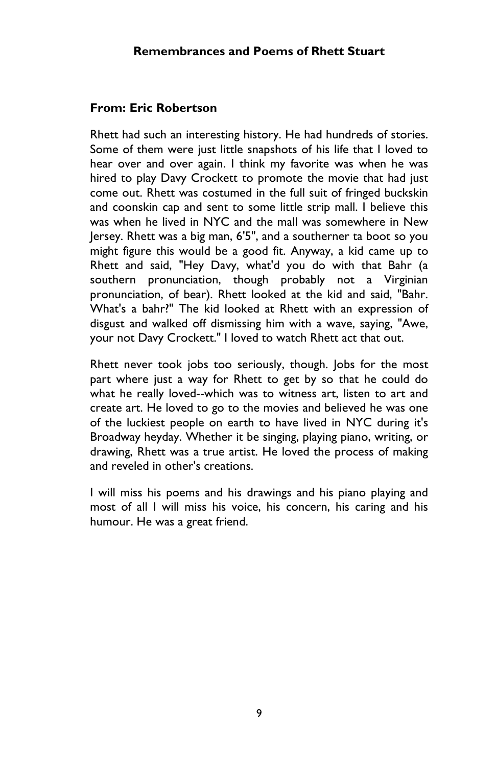**From: Eric Robertson**

Rhett had such an interesting history. He had hundreds of stories. Some of them were just little snapshots of his life that I loved to hear over and over again. I think my favorite was when he was hired to play Davy Crockett to promote the movie that had just come out. Rhett was costumed in the full suit of fringed buckskin and coonskin cap and sent to some little strip mall. I believe this was when he lived in NYC and the mall was somewhere in New Jersey. Rhett was a big man, 6'5", and a southerner ta boot so you might figure this would be a good fit. Anyway, a kid came up to Rhett and said, "Hey Davy, what'd you do with that Bahr (a southern pronunciation, though probably not a Virginian pronunciation, of bear). Rhett looked at the kid and said, "Bahr. What's a bahr?" The kid looked at Rhett with an expression of disgust and walked off dismissing him with a wave, saying, "Awe, your not Davy Crockett." I loved to watch Rhett act that out.

Rhett never took jobs too seriously, though. Jobs for the most part where just a way for Rhett to get by so that he could do what he really loved--which was to witness art, listen to art and create art. He loved to go to the movies and believed he was one of the luckiest people on earth to have lived in NYC during it's Broadway heyday. Whether it be singing, playing piano, writing, or drawing, Rhett was a true artist. He loved the process of making and reveled in other's creations.

I will miss his poems and his drawings and his piano playing and most of all I will miss his voice, his concern, his caring and his humour. He was a great friend.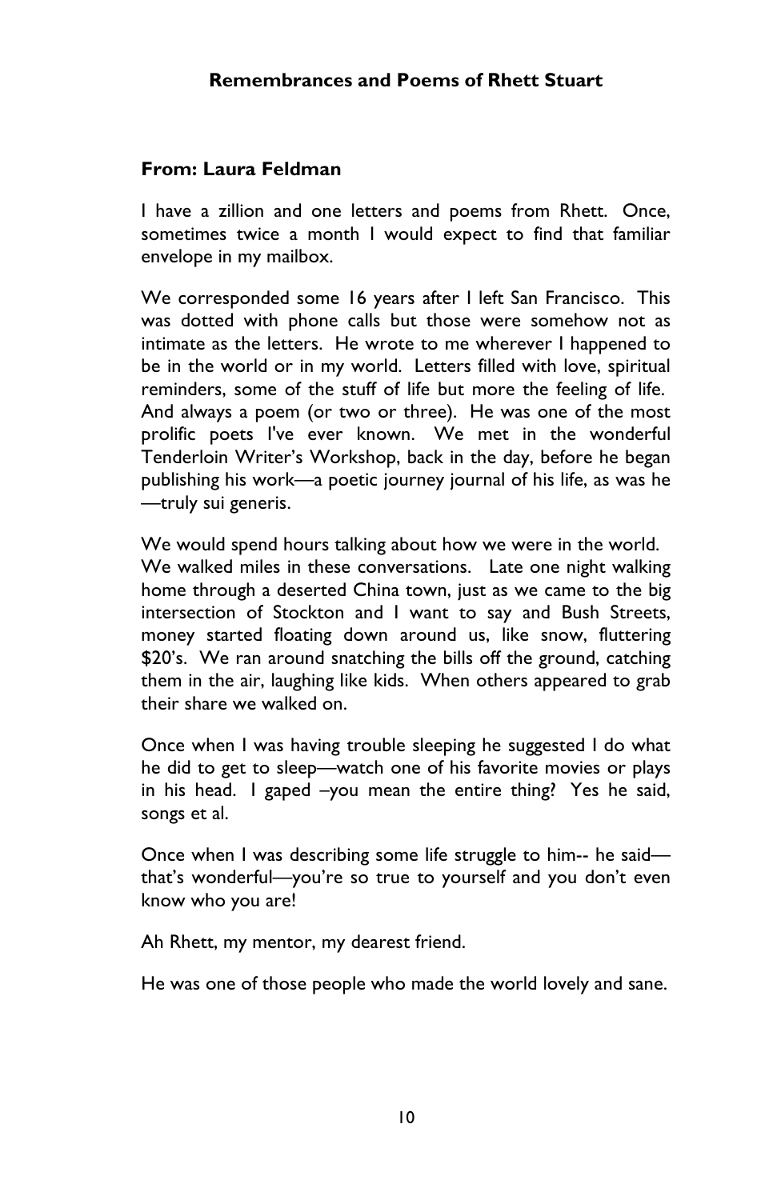## Remembrances and Poems of Rhett Stuart

### From: Laura Feldman

I have a zillion and one letters and poems from Rhett. Once, sometimes twice a month I would expect to find that familiar envelope in my mailbox.

We corresponded some 16 years after I left San Francisco. This was dotted with phone calls but those were somehow not as intimate as the letters. He wrote to me wherever I happened to be in the world or in my world. Letters filled with love, spiritual reminders, some of the stuff of life but more the feeling of life. And always a poem (or two or three). He was one of the most prolific poets I've ever known. We met in the wonderful Tenderloin Writer's Workshop, back in the day, before he began publishing his work—a poetic journey journal of his life, as was he—truly sui generis.

We would spend hours talking about how we were in the world. We walked miles in these conversations. Late one night walking home through a deserted China town, just as we came to the big intersection of Stockton and I want to say and Bush Streets, money started floating down around us, like snow, fluttering $20's. We ran around snatching the bills off the ground, catching them in the air, laughing like kids. When others appeared to grab their share we walked on.

Once when I was having trouble sleeping he suggested I do what he did to get to sleep—watch one of his favorite movies or plays in his head. I gaped –you mean the entire thing? Yes he said, songs et al.

Once when I was describing some life struggle to him-- he said—that's wonderful—you're so true to yourself and you don't even know who you are!

Ah Rhett, my mentor, my dearest friend.

He was one of those people who made the world lovely and sane.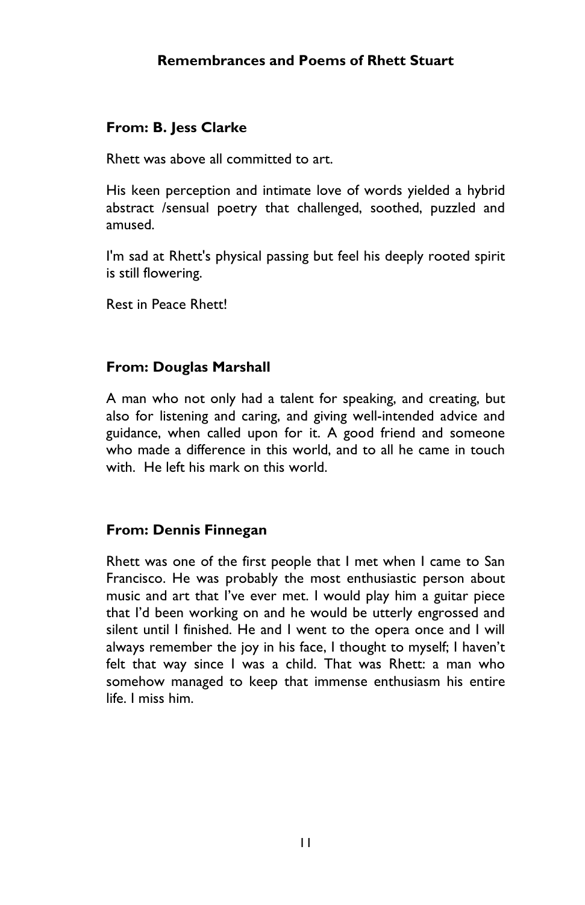## From: B. Jess Clarke

Rhett was above all committed to art.

His keen perception and intimate love of words yielded a hybrid abstract /sensual poetry that challenged, soothed, puzzled and amused.

I'm sad at Rhett's physical passing but feel his deeply rooted spirit is still flowering.

Rest in Peace Rhett!

## From: Douglas Marshall

A man who not only had a talent for speaking, and creating, but also for listening and caring, and giving well-intended advice and guidance, when called upon for it. A good friend and someone who made a difference in this world, and to all he came in touch with. He left his mark on this world.

## From: Dennis Finnegan

Rhett was one of the first people that I met when I came to San Francisco. He was probably the most enthusiastic person about music and art that I've ever met. I would play him a guitar piece that I'd been working on and he would be utterly engrossed and silent until I finished. He and I went to the opera once and I will always remember the joy in his face, I thought to myself; I haven't felt that way since I was a child. That was Rhett: a man who somehow managed to keep that immense enthusiasm his entire life. I miss him.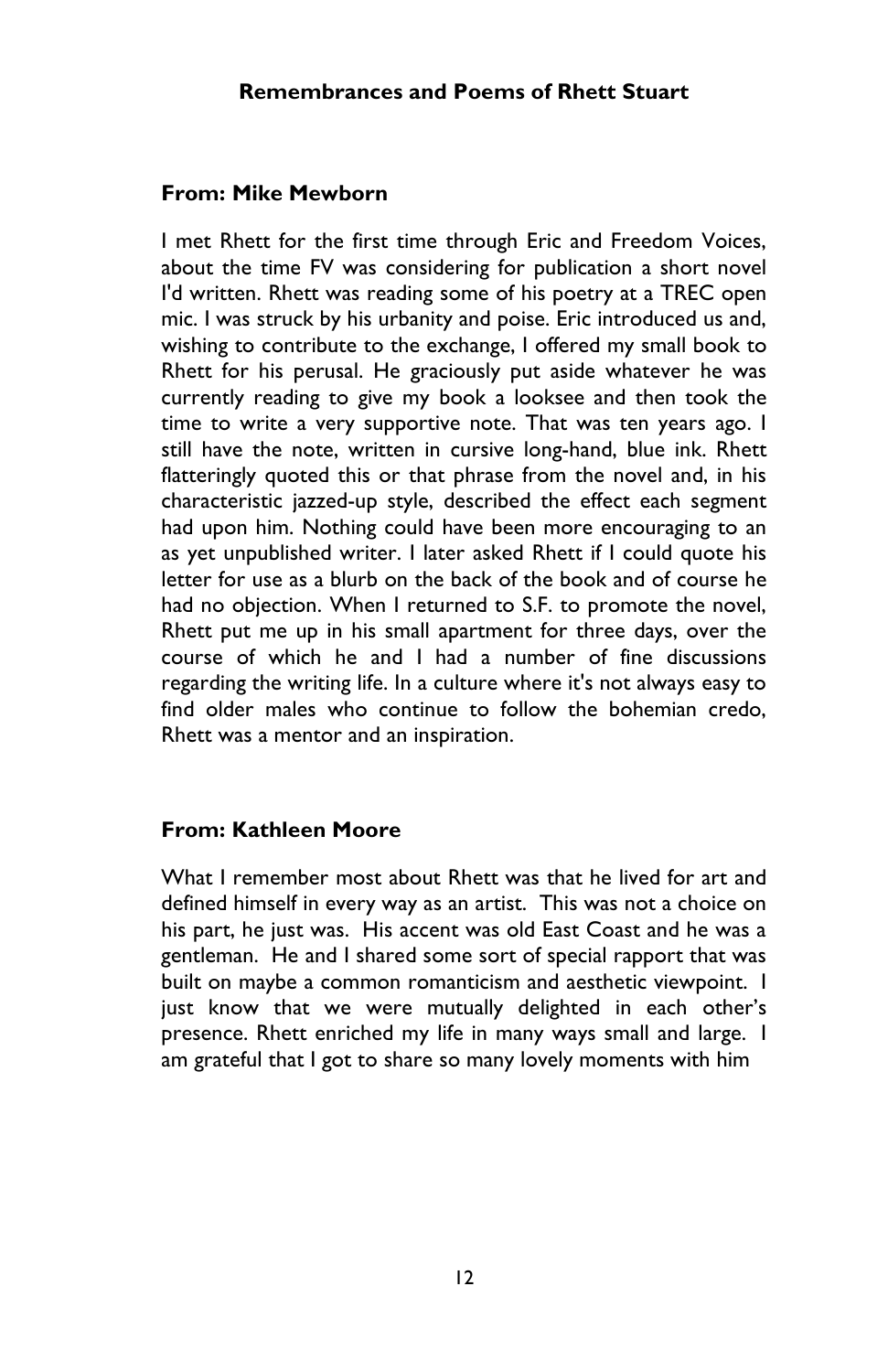### From: Mike Mewborn

I met Rhett for the first time through Eric and Freedom Voices, about the time FV was considering for publication a short novel I'd written. Rhett was reading some of his poetry at a TREC open mic. I was struck by his urbanity and poise. Eric introduced us and, wishing to contribute to the exchange, I offered my small book to Rhett for his perusal. He graciously put aside whatever he was currently reading to give my book a looksee and then took the time to write a very supportive note. That was ten years ago. I still have the note, written in cursive long-hand, blue ink. Rhett flatteringly quoted this or that phrase from the novel and, in his characteristic jazzed-up style, described the effect each segment had upon him. Nothing could have been more encouraging to an as yet unpublished writer. I later asked Rhett if I could quote his letter for use as a blurb on the back of the book and of course he had no objection. When I returned to S.F. to promote the novel, Rhett put me up in his small apartment for three days, over the course of which he and I had a number of fine discussions regarding the writing life. In a culture where it's not always easy to find older males who continue to follow the bohemian credo, Rhett was a mentor and an inspiration.

### From: Kathleen Moore

What I remember most about Rhett was that he lived for art and defined himself in every way as an artist. This was not a choice on his part, he just was. His accent was old East Coast and he was a gentleman. He and I shared some sort of special rapport that was built on maybe a common romanticism and aesthetic viewpoint. I just know that we were mutually delighted in each other's presence. Rhett enriched my life in many ways small and large. I am grateful that I got to share so many lovely moments with him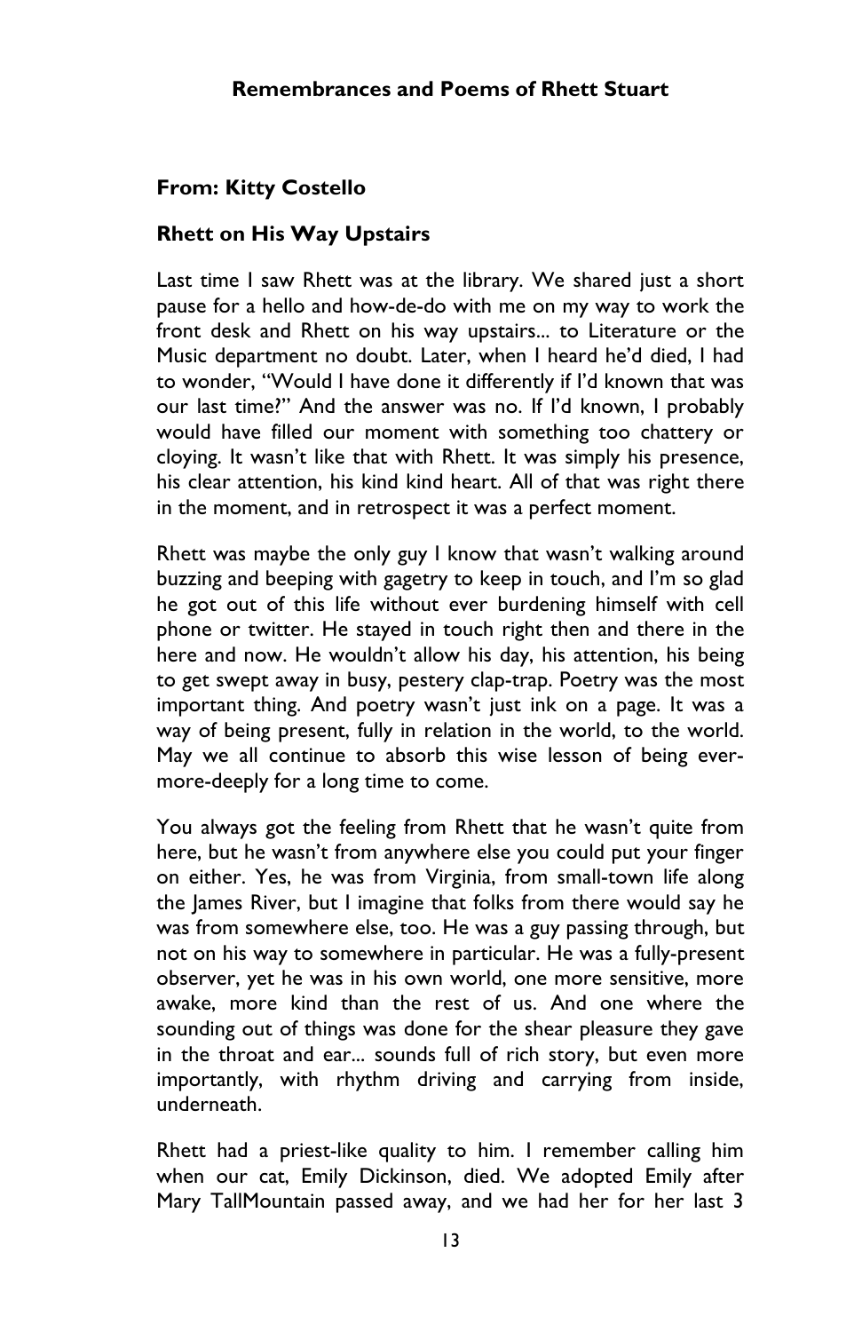## From: Kitty Costello

### Rhett on His Way Upstairs

Last time I saw Rhett was at the library. We shared just a short pause for a hello and how-de-do with me on my way to work the front desk and Rhett on his way upstairs... to Literature or the Music department no doubt. Later, when I heard he'd died, I had to wonder, "Would I have done it differently if I'd known that was our last time?" And the answer was no. If I'd known, I probably would have filled our moment with something too chattery or cloying. It wasn't like that with Rhett. It was simply his presence, his clear attention, his kind kind heart. All of that was right there in the moment, and in retrospect it was a perfect moment.

Rhett was maybe the only guy I know that wasn't walking around buzzing and beeping with gagetry to keep in touch, and I'm so glad he got out of this life without ever burdening himself with cell phone or twitter. He stayed in touch right then and there in the here and now. He wouldn't allow his day, his attention, his being to get swept away in busy, pestery clap-trap. Poetry was the most important thing. And poetry wasn't just ink on a page. It was a way of being present, fully in relation in the world, to the world. May we all continue to absorb this wise lesson of being ever-more-deeply for a long time to come.

You always got the feeling from Rhett that he wasn't quite from here, but he wasn't from anywhere else you could put your finger on either. Yes, he was from Virginia, from small-town life along the James River, but I imagine that folks from there would say he was from somewhere else, too. He was a guy passing through, but not on his way to somewhere in particular. He was a fully-present observer, yet he was in his own world, one more sensitive, more awake, more kind than the rest of us. And one where the sounding out of things was done for the shear pleasure they gave in the throat and ear... sounds full of rich story, but even more importantly, with rhythm driving and carrying from inside, underneath.

Rhett had a priest-like quality to him. I remember calling him when our cat, Emily Dickinson, died. We adopted Emily after Mary TallMountain passed away, and we had her for her last 3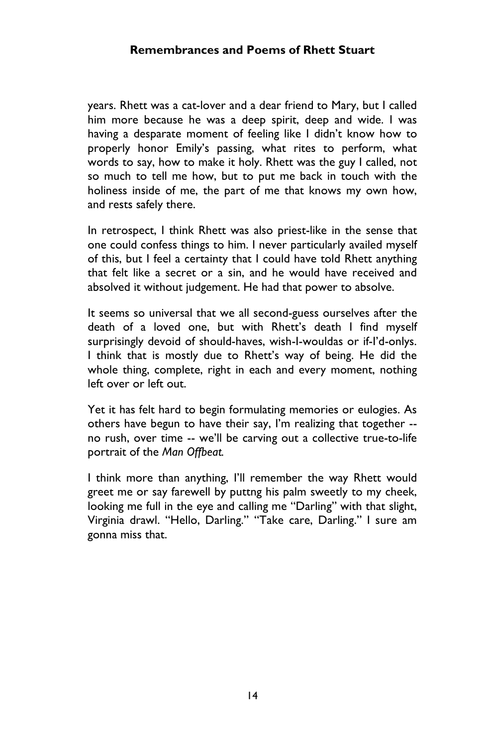years. Rhett was a cat-lover and a dear friend to Mary, but I called him more because he was a deep spirit, deep and wide. I was having a desparate moment of feeling like I didn't know how to properly honor Emily's passing, what rites to perform, what words to say, how to make it holy. Rhett was the guy I called, not so much to tell me how, but to put me back in touch with the holiness inside of me, the part of me that knows my own how, and rests safely there.

In retrospect, I think Rhett was also priest-like in the sense that one could confess things to him. I never particularly availed myself of this, but I feel a certainty that I could have told Rhett anything that felt like a secret or a sin, and he would have received and absolved it without judgement. He had that power to absolve.

It seems so universal that we all second-guess ourselves after the death of a loved one, but with Rhett's death I find myself surprisingly devoid of should-haves, wish-I-wouldas or if-I'd-onlys. I think that is mostly due to Rhett's way of being. He did the whole thing, complete, right in each and every moment, nothing left over or left out.

Yet it has felt hard to begin formulating memories or eulogies. As others have begun to have their say, I'm realizing that together -- no rush, over time -- we'll be carving out a collective true-to-life portrait of the *Man Offbeat.*

I think more than anything, I'll remember the way Rhett would greet me or say farewell by puttng his palm sweetly to my cheek, looking me full in the eye and calling me "Darling" with that slight, Virginia drawl. "Hello, Darling." "Take care, Darling." I sure am gonna miss that.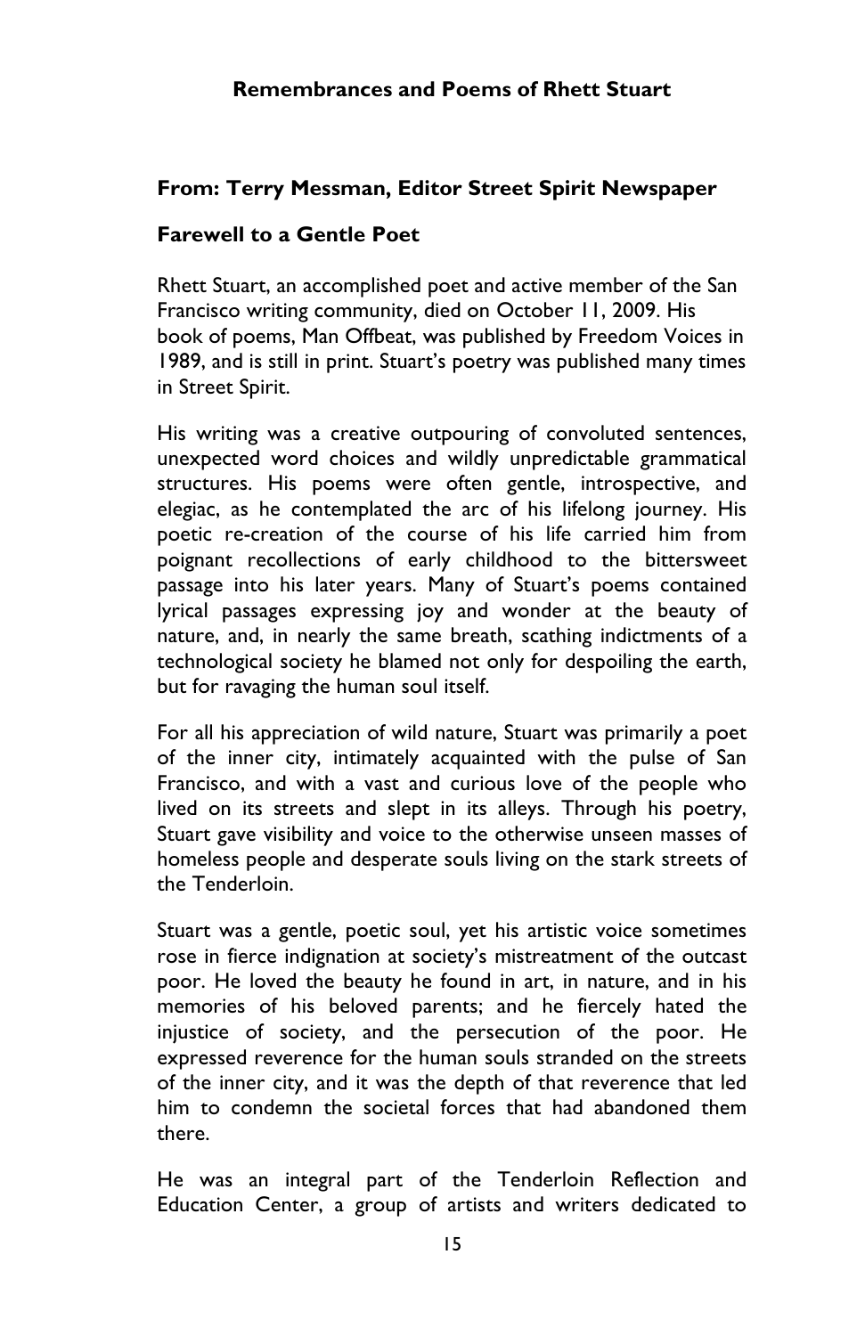## Remembrances and Poems of Rhett Stuart

### From: Terry Messman, Editor Street Spirit Newspaper

### Farewell to a Gentle Poet

Rhett Stuart, an accomplished poet and active member of the San Francisco writing community, died on October 11, 2009. His book of poems, Man Offbeat, was published by Freedom Voices in 1989, and is still in print. Stuart's poetry was published many times in Street Spirit.

His writing was a creative outpouring of convoluted sentences, unexpected word choices and wildly unpredictable grammatical structures. His poems were often gentle, introspective, and elegiac, as he contemplated the arc of his lifelong journey. His poetic re-creation of the course of his life carried him from poignant recollections of early childhood to the bittersweet passage into his later years. Many of Stuart's poems contained lyrical passages expressing joy and wonder at the beauty of nature, and, in nearly the same breath, scathing indictments of a technological society he blamed not only for despoiling the earth, but for ravaging the human soul itself.

For all his appreciation of wild nature, Stuart was primarily a poet of the inner city, intimately acquainted with the pulse of San Francisco, and with a vast and curious love of the people who lived on its streets and slept in its alleys. Through his poetry, Stuart gave visibility and voice to the otherwise unseen masses of homeless people and desperate souls living on the stark streets of the Tenderloin.

Stuart was a gentle, poetic soul, yet his artistic voice sometimes rose in fierce indignation at society's mistreatment of the outcast poor. He loved the beauty he found in art, in nature, and in his memories of his beloved parents; and he fiercely hated the injustice of society, and the persecution of the poor. He expressed reverence for the human souls stranded on the streets of the inner city, and it was the depth of that reverence that led him to condemn the societal forces that had abandoned them there.

He was an integral part of the Tenderloin Reflection and Education Center, a group of artists and writers dedicated to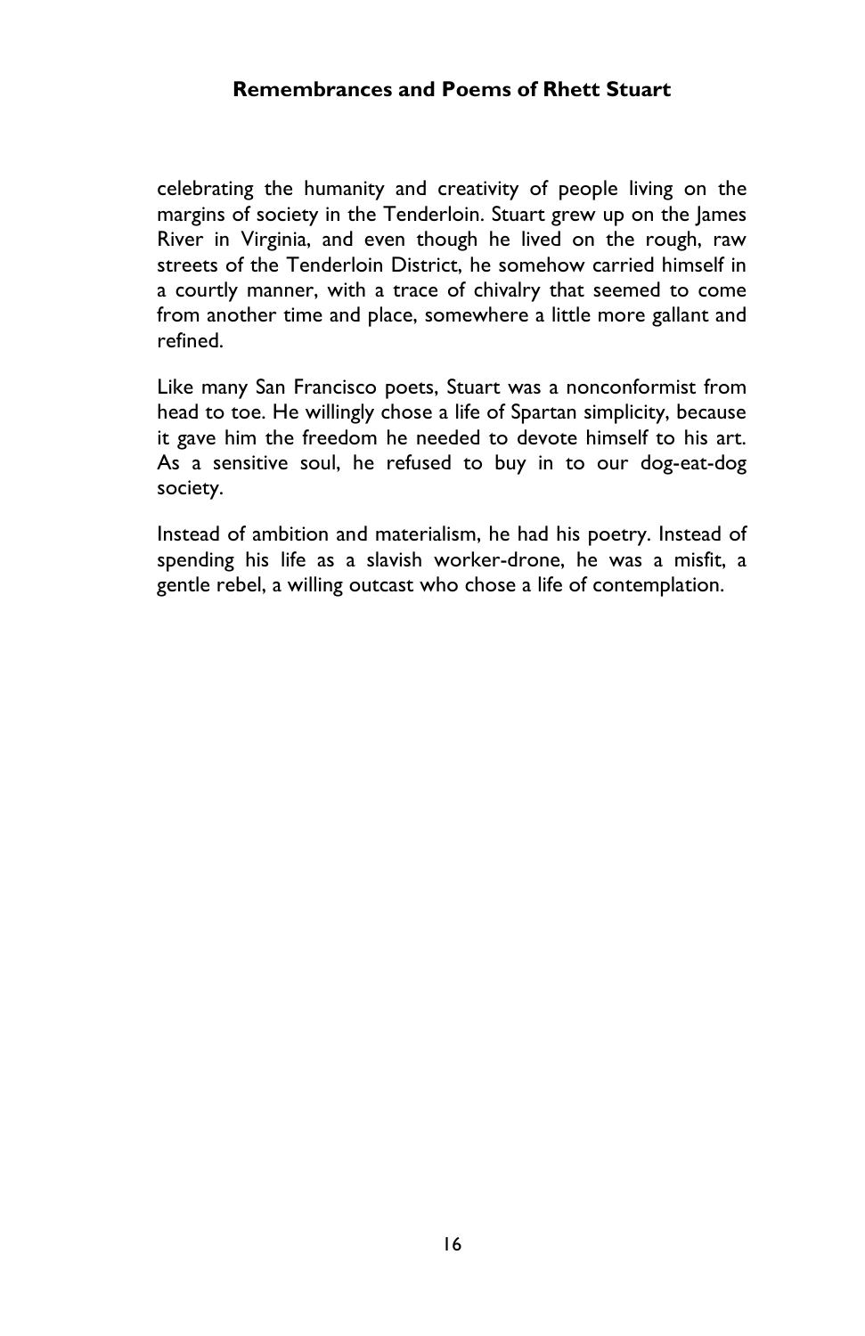celebrating the humanity and creativity of people living on the margins of society in the Tenderloin. Stuart grew up on the James River in Virginia, and even though he lived on the rough, raw streets of the Tenderloin District, he somehow carried himself in a courtly manner, with a trace of chivalry that seemed to come from another time and place, somewhere a little more gallant and refined.

Like many San Francisco poets, Stuart was a nonconformist from head to toe. He willingly chose a life of Spartan simplicity, because it gave him the freedom he needed to devote himself to his art. As a sensitive soul, he refused to buy in to our dog-eat-dog society.

Instead of ambition and materialism, he had his poetry. Instead of spending his life as a slavish worker-drone, he was a misfit, a gentle rebel, a willing outcast who chose a life of contemplation.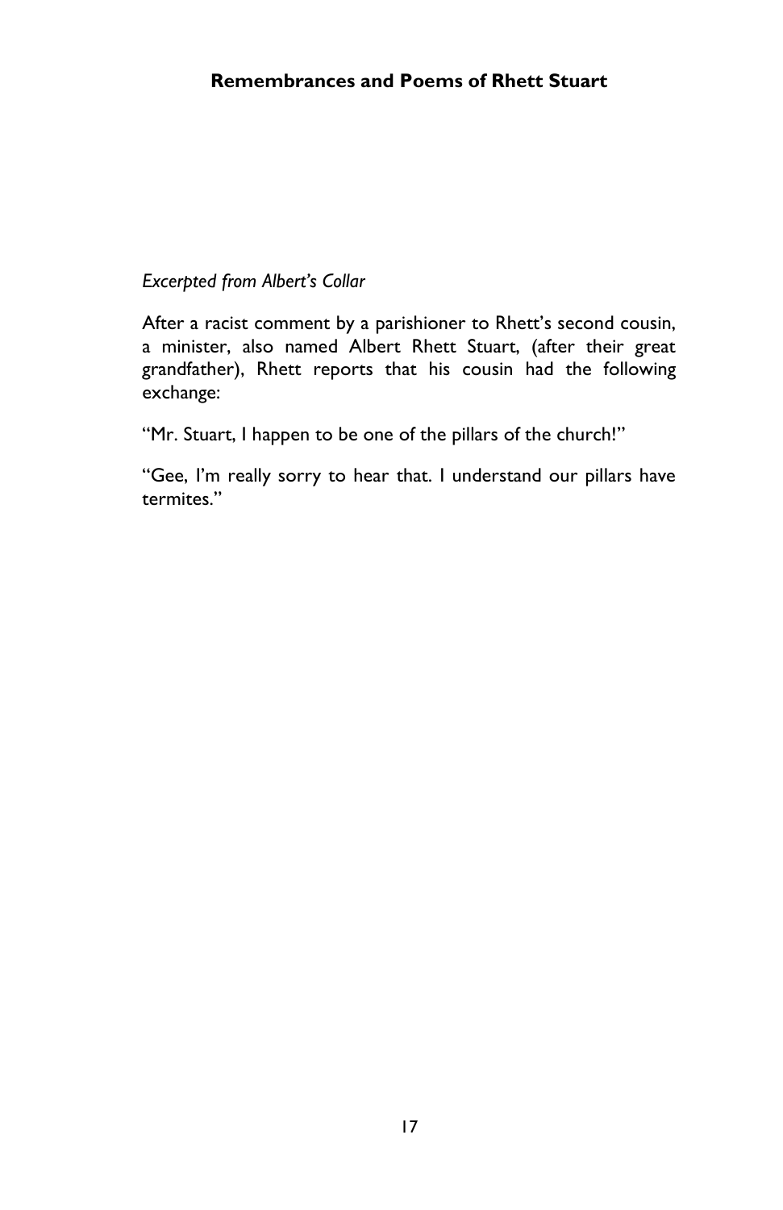*Excerpted from Albert's Collar*

After a racist comment by a parishioner to Rhett's second cousin, a minister, also named Albert Rhett Stuart, (after their great grandfather), Rhett reports that his cousin had the following exchange:

"Mr. Stuart, I happen to be one of the pillars of the church!"

"Gee, I'm really sorry to hear that. I understand our pillars have termites."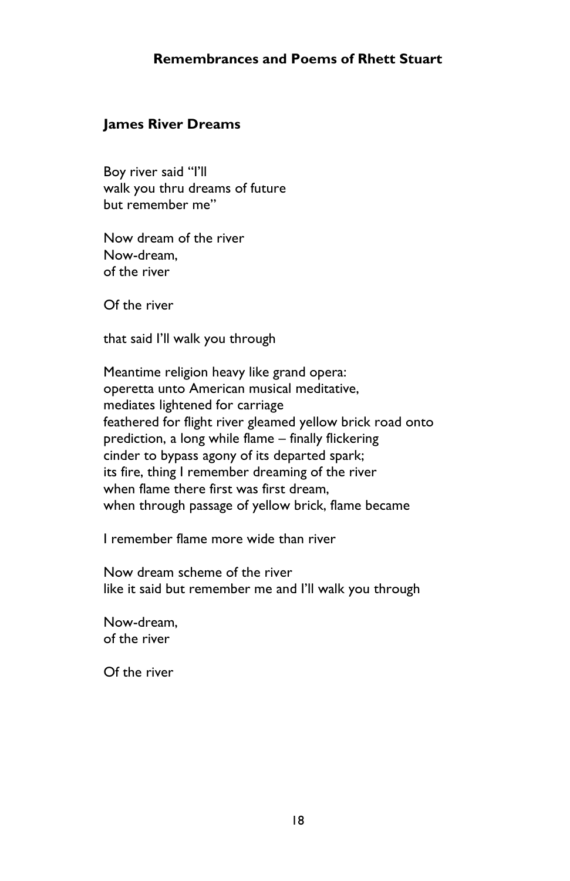## James River Dreams

Boy river said "I'll  
walk you thru dreams of future  
but remember me"

Now dream of the river  
Now-dream,  
of the river

Of the river

that said I'll walk you through

Meantime religion heavy like grand opera:  
operetta unto American musical meditative,  
mediates lightened for carriage  
feathered for flight river gleamed yellow brick road onto  
prediction, a long while flame – finally flickering  
cinder to bypass agony of its departed spark;  
its fire, thing I remember dreaming of the river  
when flame there first was first dream,  
when through passage of yellow brick, flame became

I remember flame more wide than river

Now dream scheme of the river  
like it said but remember me and I'll walk you through

Now-dream,  
of the river

Of the river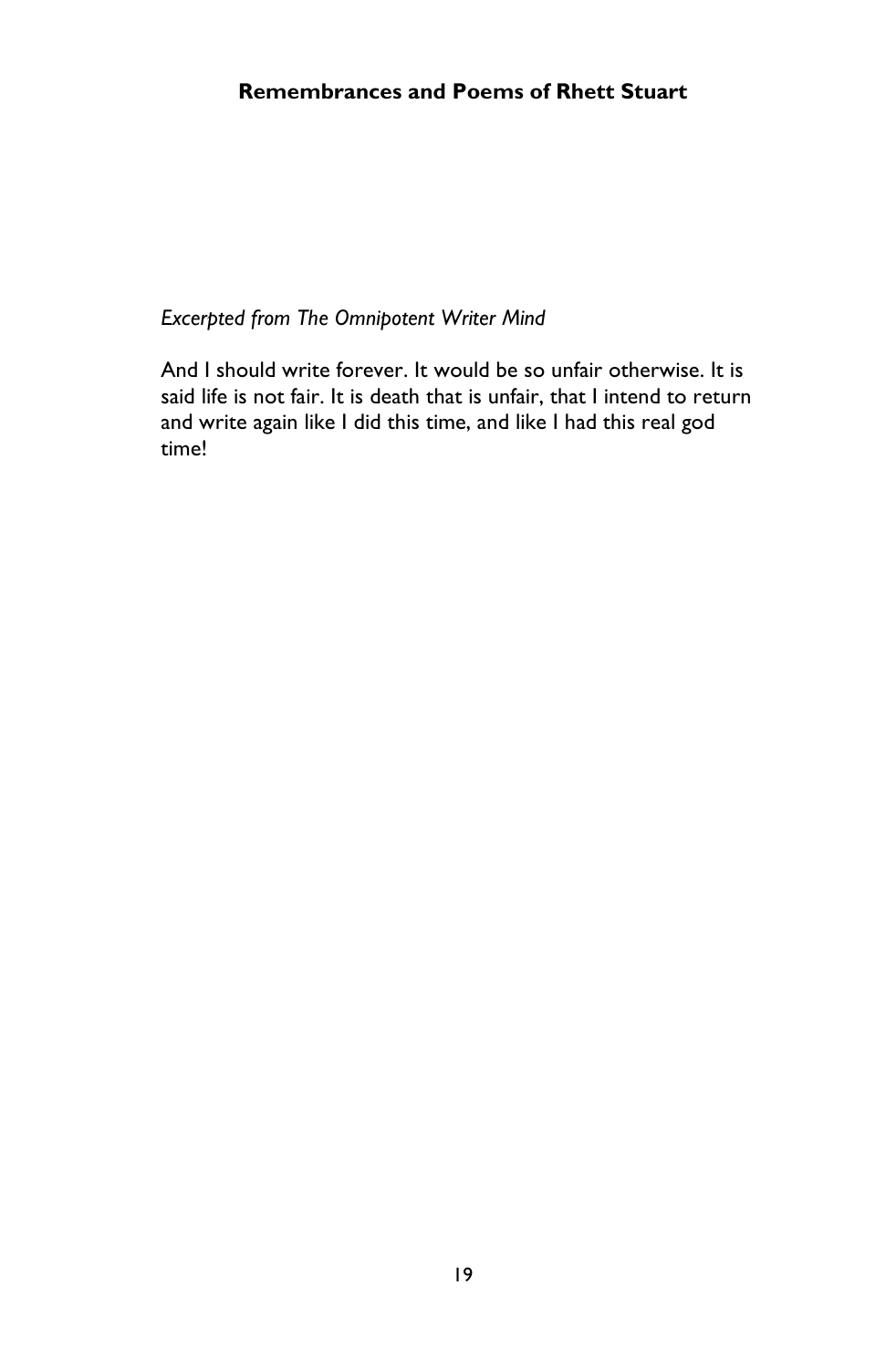*Excerpted from The Omnipotent Writer Mind*

And I should write forever. It would be so unfair otherwise. It is said life is not fair. It is death that is unfair, that I intend to return and write again like I did this time, and like I had this real god time!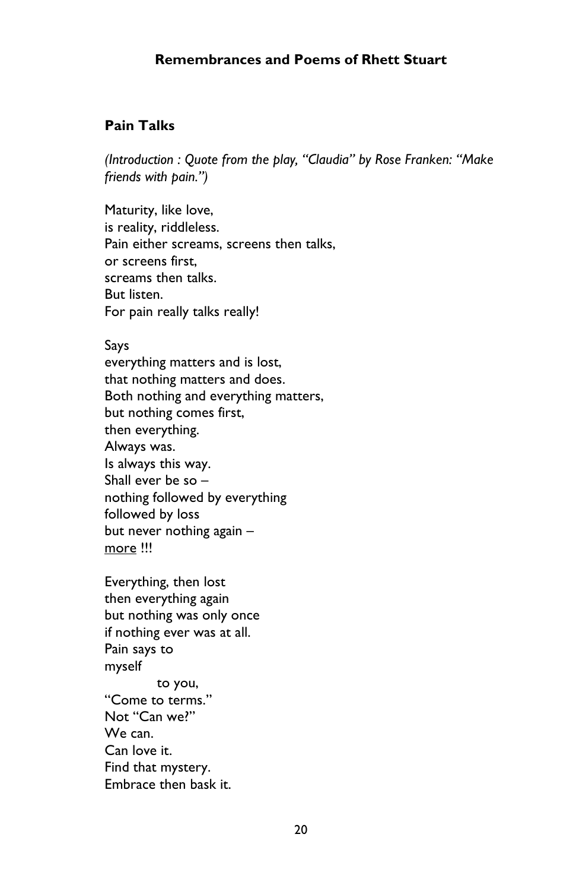**Pain Talks**

*(Introduction : Quote from the play, "Claudia" by Rose Franken: "Make friends with pain.")*

Maturity, like love,  
is reality, riddleless.  
Pain either screams, screens then talks,  
or screens first,  
screams then talks.  
But listen.  
For pain really talks really!

Says  
everything matters and is lost,  
that nothing matters and does.  
Both nothing and everything matters,  
but nothing comes first,  
then everything.  
Always was.  
Is always this way.  
Shall ever be so –  
nothing followed by everything  
followed by loss  
but never nothing again –  
<u>more</u> !!!

Everything, then lost  
then everything again  
but nothing was only once  
if nothing ever was at all.  
Pain says to  
myself  
          to you,  
"Come to terms."  
Not "Can we?"  
We can.  
Can love it.  
Find that mystery.  
Embrace then bask it.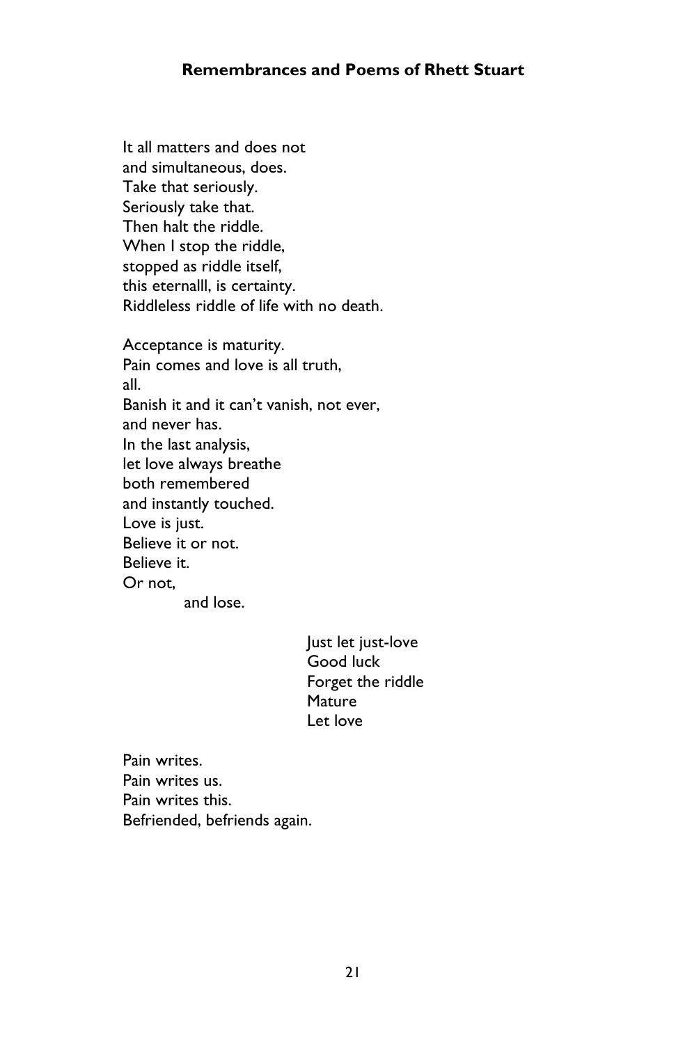It all matters and does not  
and simultaneous, does.  
Take that seriously.  
Seriously take that.  
Then halt the riddle.  
When I stop the riddle,  
stopped as riddle itself,  
this eternalll, is certainty.  
Riddleless riddle of life with no death.

Acceptance is maturity.  
Pain comes and love is all truth,  
all.  
Banish it and it can't vanish, not ever,  
and never has.  
In the last analysis,  
let love always breathe  
both remembered  
and instantly touched.  
Love is just.  
Believe it or not.  
Believe it.  
Or not,  
            and lose.

Just let just-love  
Good luck  
Forget the riddle  
Mature  
Let love

Pain writes.  
Pain writes us.  
Pain writes this.  
Befriended, befriends again.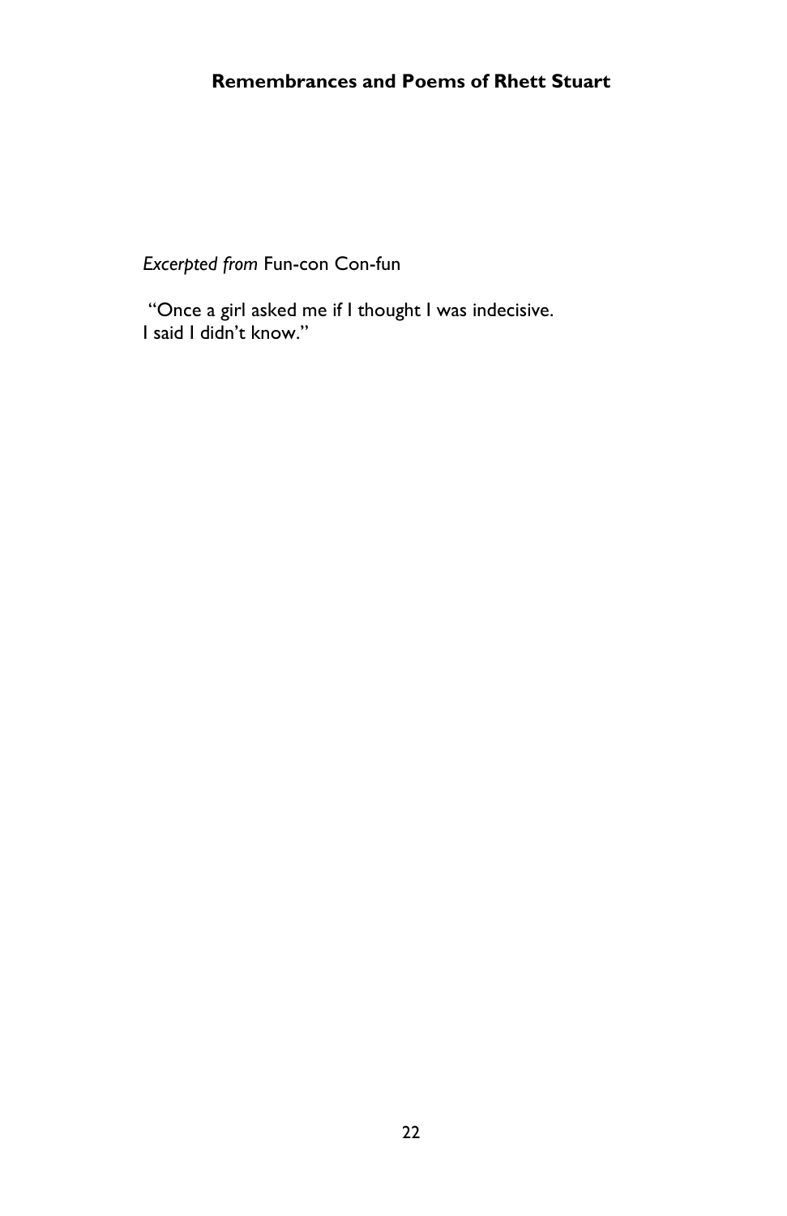*Excerpted from* Fun-con Con-fun

"Once a girl asked me if I thought I was indecisive.
I said I didn't know."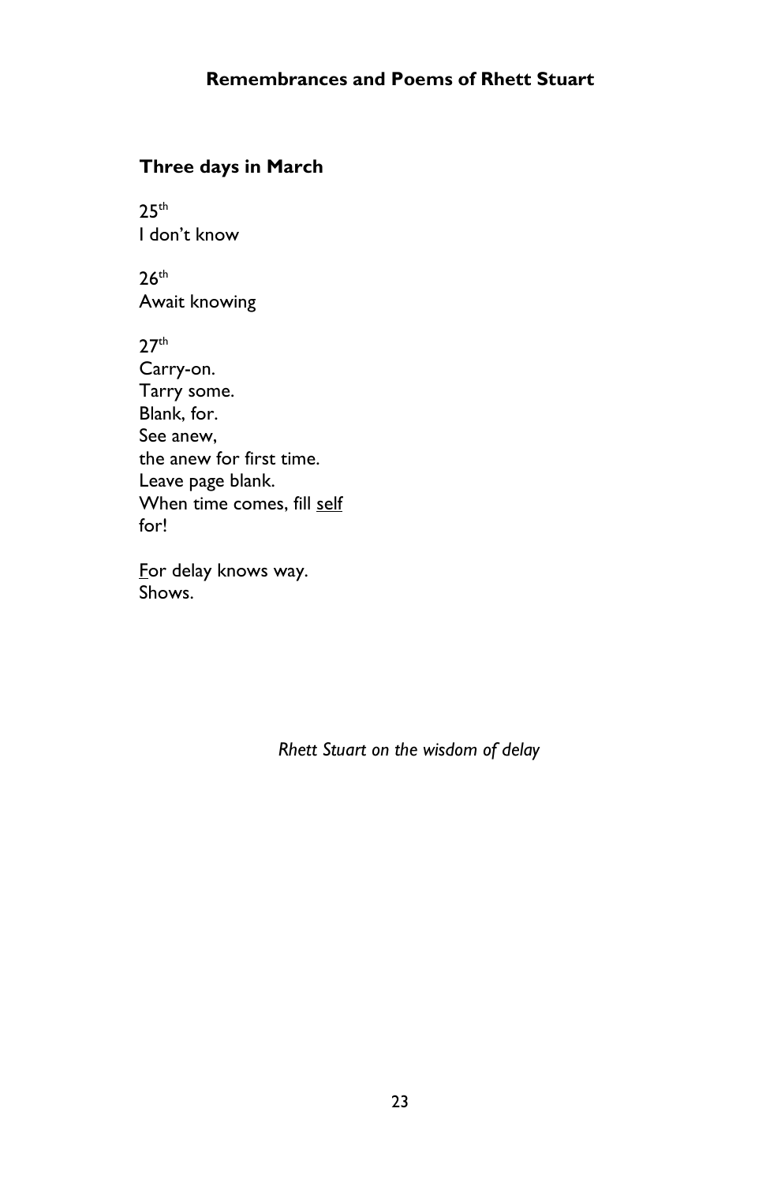## Three days in March

25th
I don't know

26th
Await knowing

27th
Carry-on.
Tarry some.
Blank, for.
See anew,
the anew for first time.
Leave page blank.
When time comes, fill <u>self</u>
for!

<u>F</u>or delay knows way.
Shows.

*Rhett Stuart on the wisdom of delay*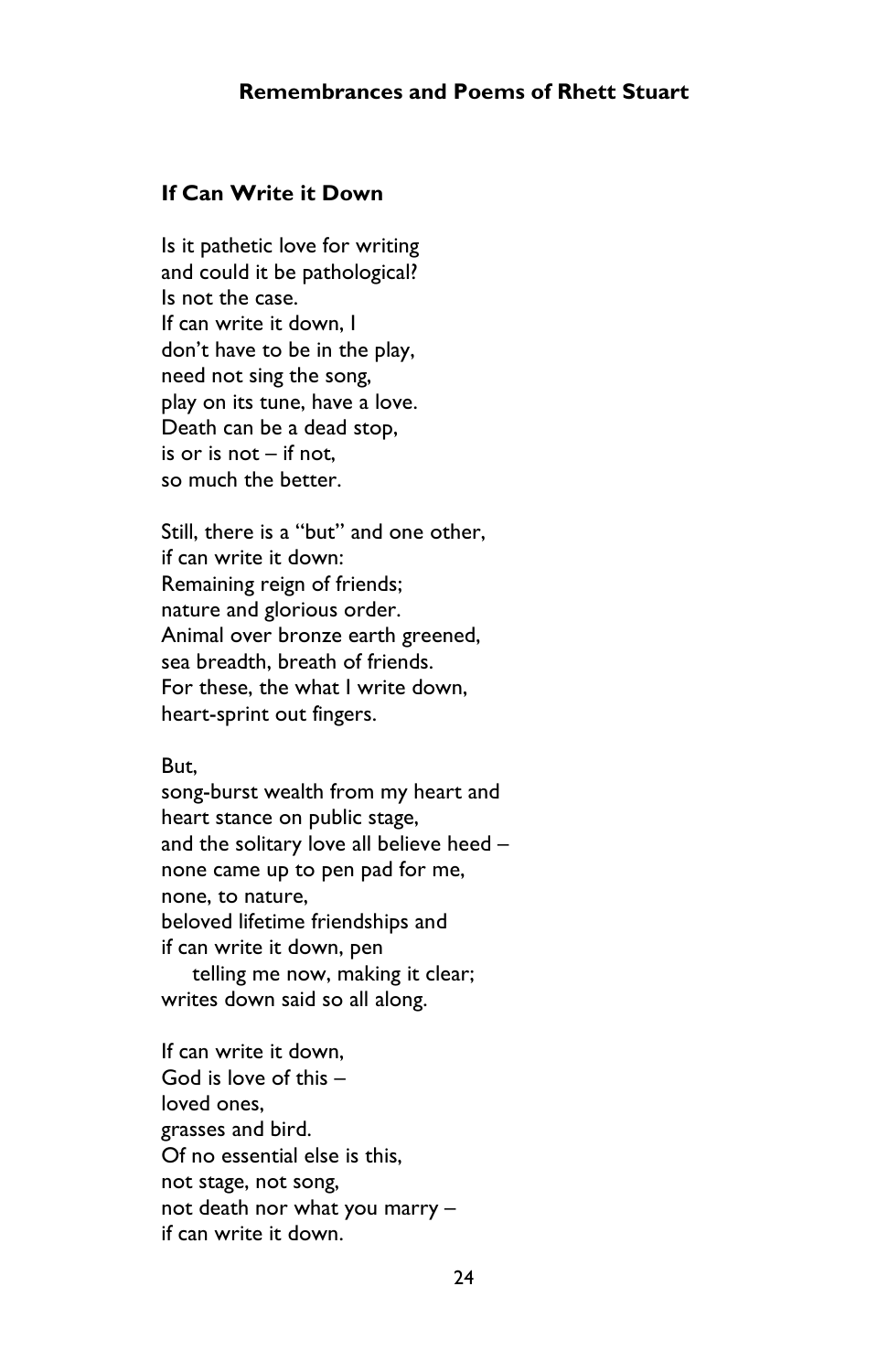### If Can Write it Down

Is it pathetic love for writing  
and could it be pathological?  
Is not the case.  
If can write it down, I  
don't have to be in the play,  
need not sing the song,  
play on its tune, have a love.  
Death can be a dead stop,  
is or is not – if not,  
so much the better.

Still, there is a "but" and one other,  
if can write it down:  
Remaining reign of friends;  
nature and glorious order.  
Animal over bronze earth greened,  
sea breadth, breath of friends.  
For these, the what I write down,  
heart-sprint out fingers.

But,  
song-burst wealth from my heart and  
heart stance on public stage,  
and the solitary love all believe heed –  
none came up to pen pad for me,  
none, to nature,  
beloved lifetime friendships and  
if can write it down, pen  
&nbsp;&nbsp;&nbsp;&nbsp;telling me now, making it clear;  
writes down said so all along.

If can write it down,  
God is love of this –  
loved ones,  
grasses and bird.  
Of no essential else is this,  
not stage, not song,  
not death nor what you marry –  
if can write it down.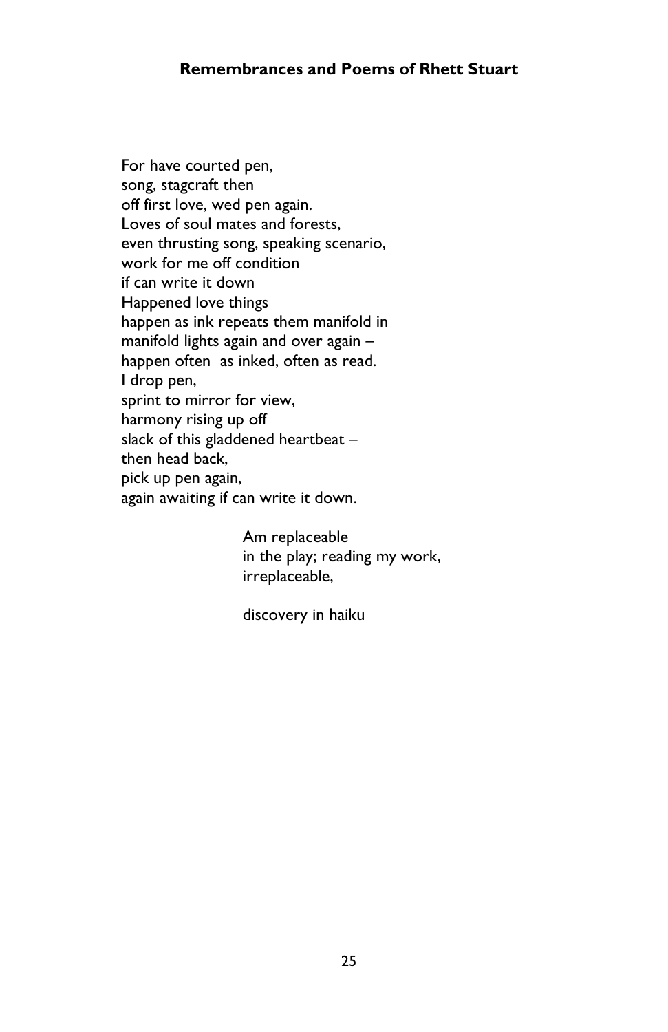For have courted pen,  
song, stagcraft then  
off first love, wed pen again.  
Loves of soul mates and forests,  
even thrusting song, speaking scenario,  
work for me off condition  
if can write it down  
Happened love things  
happen as ink repeats them manifold in  
manifold lights again and over again –  
happen often  as inked, often as read.  
I drop pen,  
sprint to mirror for view,  
harmony rising up off  
slack of this gladdened heartbeat –  
then head back,  
pick up pen again,  
again awaiting if can write it down.

Am replaceable  
in the play; reading my work,  
irreplaceable,

discovery in haiku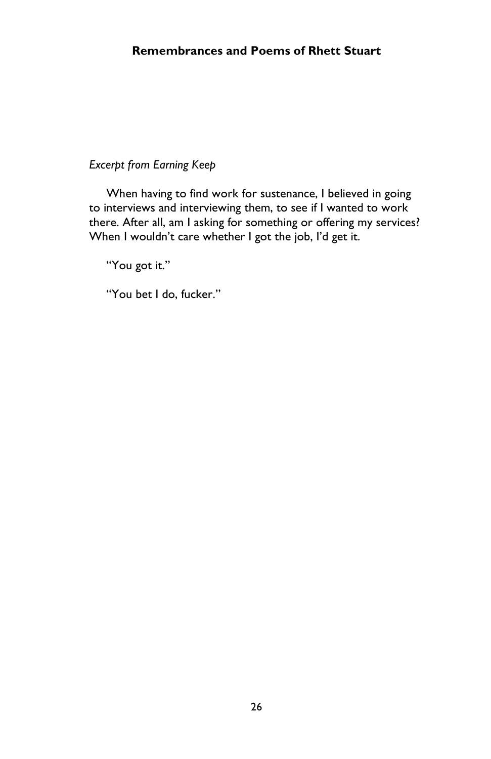*Excerpt from Earning Keep*

When having to find work for sustenance, I believed in going to interviews and interviewing them, to see if I wanted to work there. After all, am I asking for something or offering my services? When I wouldn't care whether I got the job, I'd get it.

"You got it."

"You bet I do, fucker."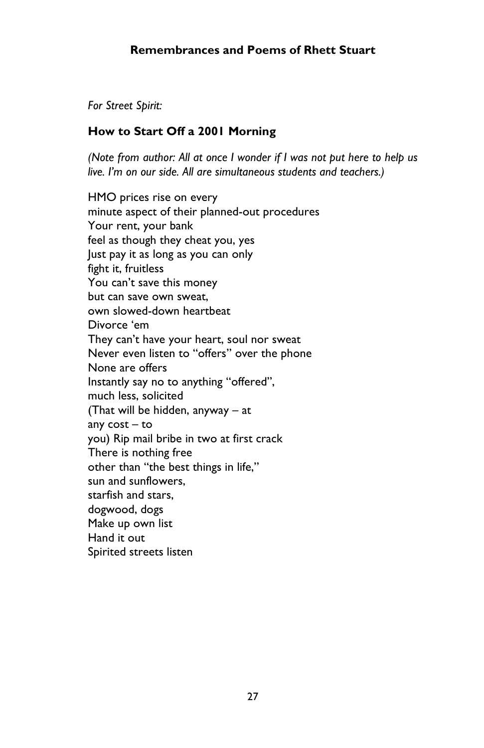*For Street Spirit:*

### How to Start Off a 2001 Morning

*(Note from author: All at once I wonder if I was not put here to help us live. I'm on our side. All are simultaneous students and teachers.)*

HMO prices rise on every  
minute aspect of their planned-out procedures  
Your rent, your bank  
feel as though they cheat you, yes  
Just pay it as long as you can only  
fight it, fruitless  
You can't save this money  
but can save own sweat,  
own slowed-down heartbeat  
Divorce 'em  
They can't have your heart, soul nor sweat  
Never even listen to "offers" over the phone  
None are offers  
Instantly say no to anything "offered",  
much less, solicited  
(That will be hidden, anyway – at  
any cost – to  
you) Rip mail bribe in two at first crack  
There is nothing free  
other than "the best things in life,"  
sun and sunflowers,  
starfish and stars,  
dogwood, dogs  
Make up own list  
Hand it out  
Spirited streets listen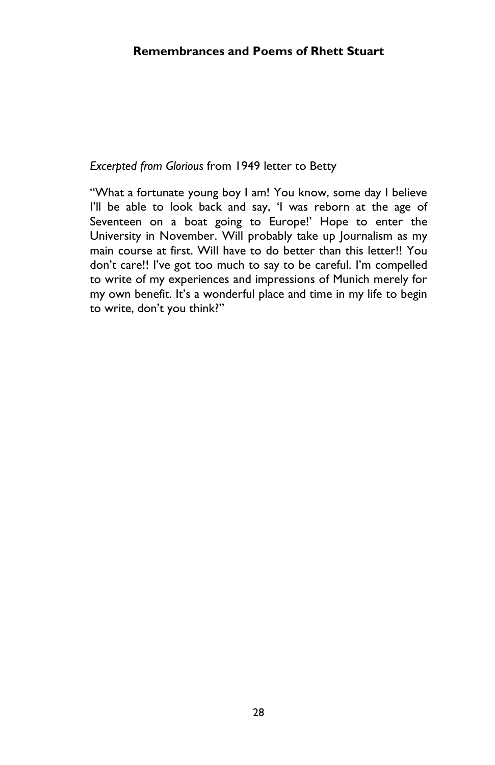*Excerpted from Glorious* from 1949 letter to Betty

"What a fortunate young boy I am! You know, some day I believe I'll be able to look back and say, 'I was reborn at the age of Seventeen on a boat going to Europe!' Hope to enter the University in November. Will probably take up Journalism as my main course at first. Will have to do better than this letter!! You don't care!! I've got too much to say to be careful. I'm compelled to write of my experiences and impressions of Munich merely for my own benefit. It's a wonderful place and time in my life to begin to write, don't you think?"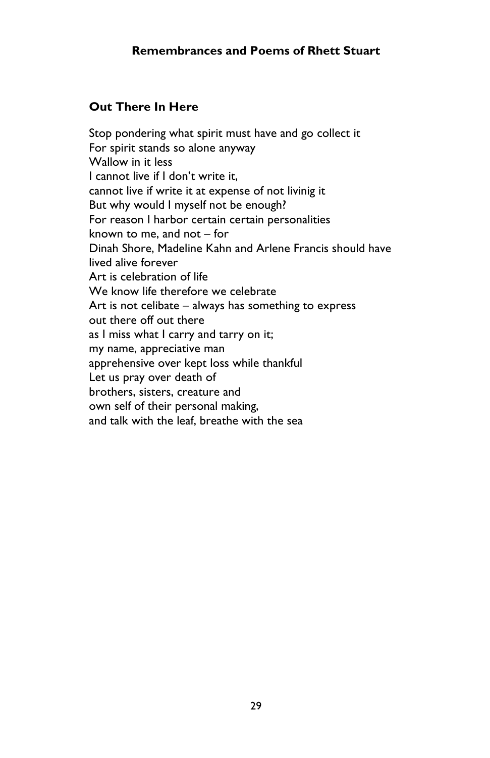## Out There In Here

Stop pondering what spirit must have and go collect it
For spirit stands so alone anyway
Wallow in it less
I cannot live if I don't write it,
cannot live if write it at expense of not livinig it
But why would I myself not be enough?
For reason I harbor certain certain personalities
known to me, and not – for
Dinah Shore, Madeline Kahn and Arlene Francis should have lived alive forever
Art is celebration of life
We know life therefore we celebrate
Art is not celibate – always has something to express
out there off out there
as I miss what I carry and tarry on it;
my name, appreciative man
apprehensive over kept loss while thankful
Let us pray over death of
brothers, sisters, creature and
own self of their personal making,
and talk with the leaf, breathe with the sea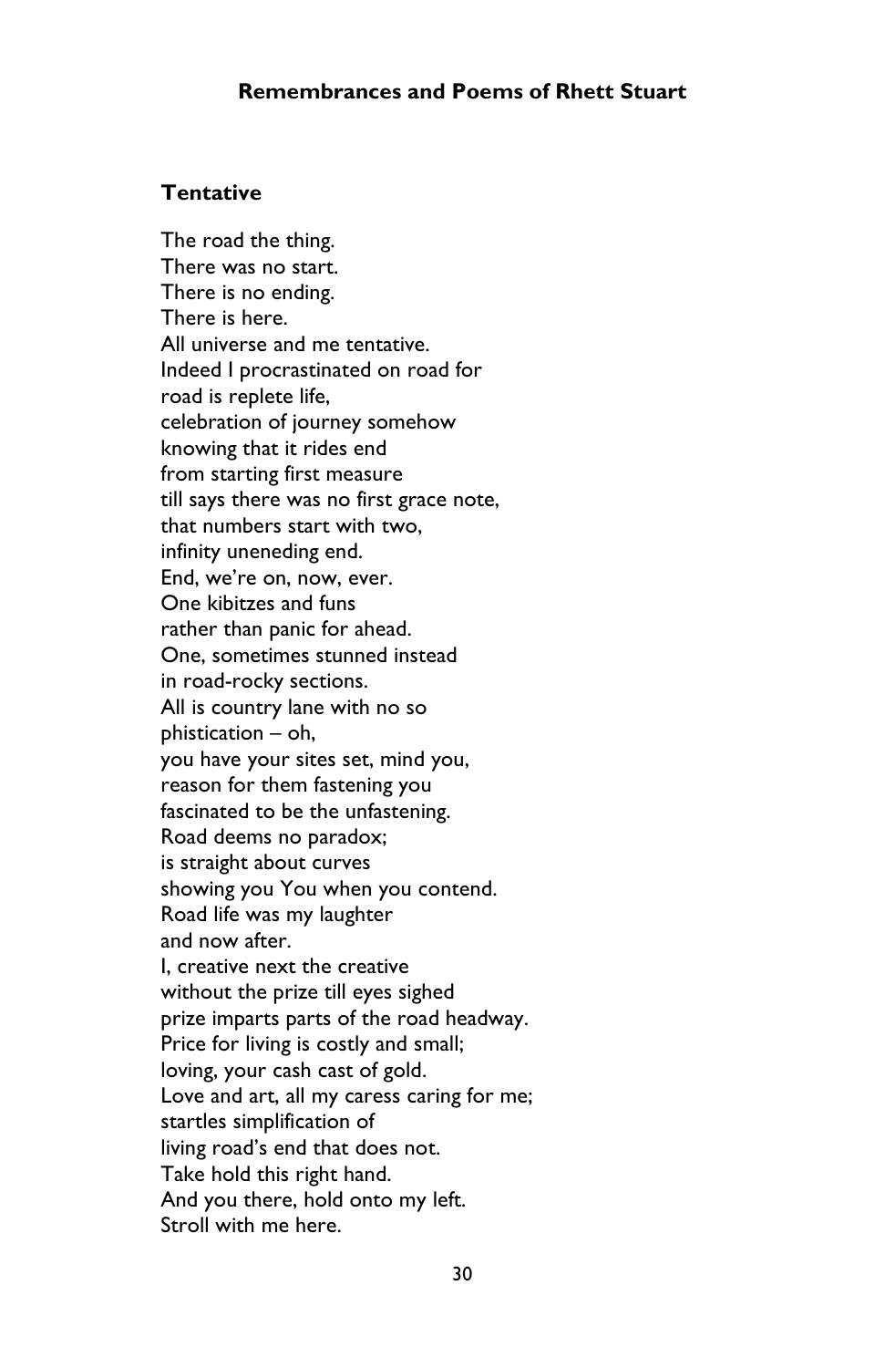### Tentative

The road the thing.  
There was no start.  
There is no ending.  
There is here.  
All universe and me tentative.  
Indeed I procrastinated on road for  
road is replete life,  
celebration of journey somehow  
knowing that it rides end  
from starting first measure  
till says there was no first grace note,  
that numbers start with two,  
infinity uneneding end.  
End, we're on, now, ever.  
One kibitzes and funs  
rather than panic for ahead.  
One, sometimes stunned instead  
in road-rocky sections.  
All is country lane with no so  
phistication – oh,  
you have your sites set, mind you,  
reason for them fastening you  
fascinated to be the unfastening.  
Road deems no paradox;  
is straight about curves  
showing you You when you contend.  
Road life was my laughter  
and now after.  
I, creative next the creative  
without the prize till eyes sighed  
prize imparts parts of the road headway.  
Price for living is costly and small;  
loving, your cash cast of gold.  
Love and art, all my caress caring for me;  
startles simplification of  
living road's end that does not.  
Take hold this right hand.  
And you there, hold onto my left.  
Stroll with me here.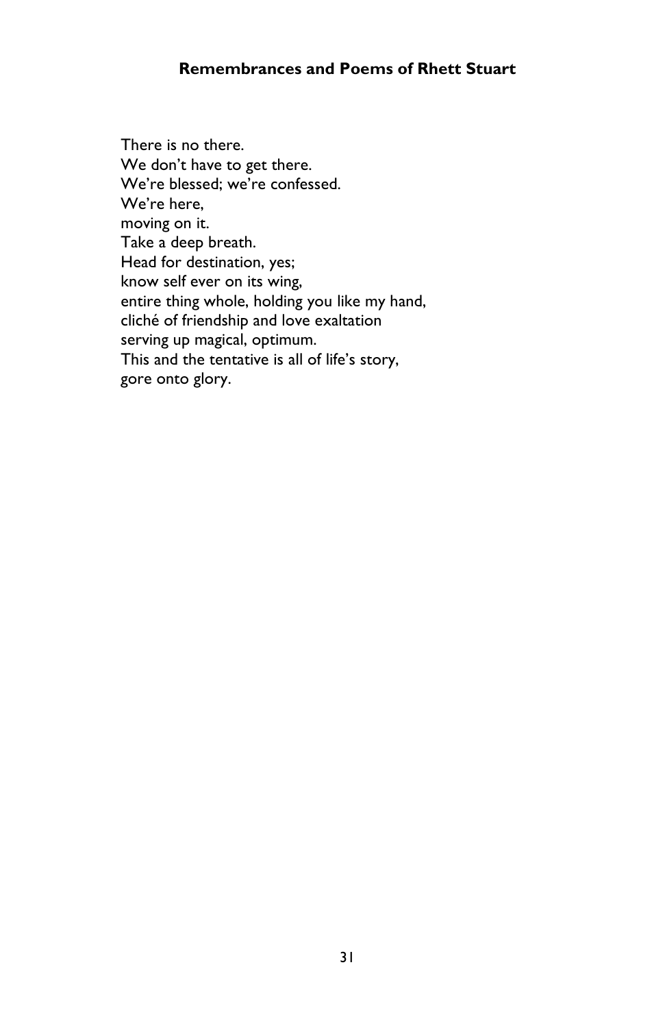There is no there.
We don’t have to get there.
We’re blessed; we’re confessed.
We’re here,
moving on it.
Take a deep breath.
Head for destination, yes;
know self ever on its wing,
entire thing whole, holding you like my hand,
cliché of friendship and love exaltation
serving up magical, optimum.
This and the tentative is all of life’s story,
gore onto glory.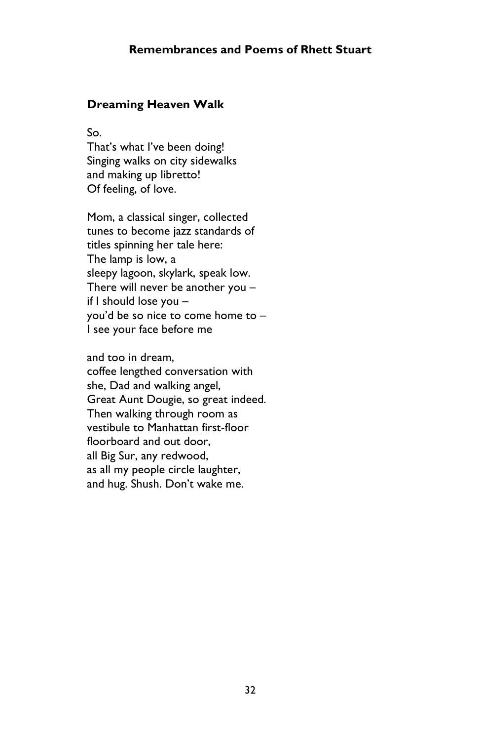## Dreaming Heaven Walk

So.  
That's what I've been doing!  
Singing walks on city sidewalks  
and making up libretto!  
Of feeling, of love.

Mom, a classical singer, collected  
tunes to become jazz standards of  
titles spinning her tale here:  
The lamp is low, a  
sleepy lagoon, skylark, speak low.  
There will never be another you –  
if I should lose you –  
you'd be so nice to come home to –  
I see your face before me

and too in dream,  
coffee lengthed conversation with  
she, Dad and walking angel,  
Great Aunt Dougie, so great indeed.  
Then walking through room as  
vestibule to Manhattan first-floor  
floorboard and out door,  
all Big Sur, any redwood,  
as all my people circle laughter,  
and hug. Shush. Don't wake me.